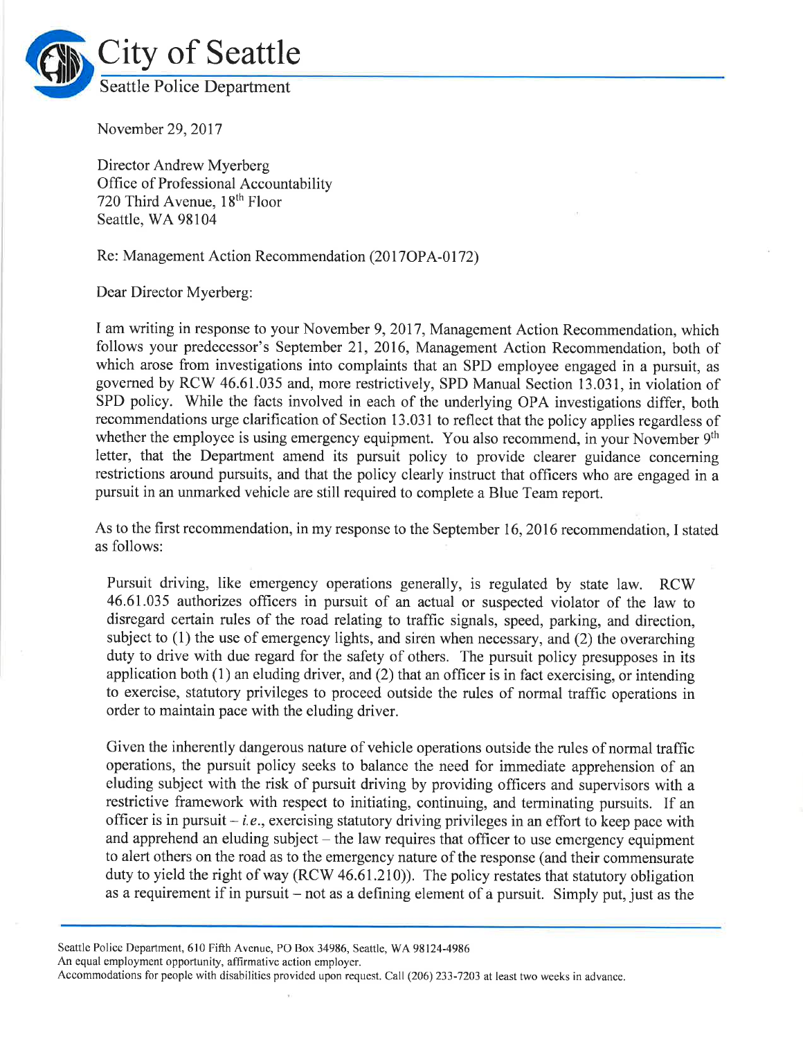# City of Seattle

## Seattle Police Department

November 29, 2017

Director Andrew Myerberg
Office of Professional Accountability
720 Third Avenue, 18th Floor
Seattle, WA 98104

Re: Management Action Recommendation (2017OPA-0172)

Dear Director Myerberg:

I am writing in response to your November 9, 2017, Management Action Recommendation, which follows your predecessor's September 21, 2016, Management Action Recommendation, both of which arose from investigations into complaints that an SPD employee engaged in a pursuit, as governed by RCW 46.61.035 and, more restrictively, SPD Manual Section 13.031, in violation of SPD policy. While the facts involved in each of the underlying OPA investigations differ, both recommendations urge clarification of Section 13.031 to reflect that the policy applies regardless of whether the employee is using emergency equipment. You also recommend, in your November 9th letter, that the Department amend its pursuit policy to provide clearer guidance concerning restrictions around pursuits, and that the policy clearly instruct that officers who are engaged in a pursuit in an unmarked vehicle are still required to complete a Blue Team report.

As to the first recommendation, in my response to the September 16, 2016 recommendation, I stated as follows:

> Pursuit driving, like emergency operations generally, is regulated by state law. RCW 46.61.035 authorizes officers in pursuit of an actual or suspected violator of the law to disregard certain rules of the road relating to traffic signals, speed, parking, and direction, subject to (1) the use of emergency lights, and siren when necessary, and (2) the overarching duty to drive with due regard for the safety of others. The pursuit policy presupposes in its application both (1) an eluding driver, and (2) that an officer is in fact exercising, or intending to exercise, statutory privileges to proceed outside the rules of normal traffic operations in order to maintain pace with the eluding driver.
>
> Given the inherently dangerous nature of vehicle operations outside the rules of normal traffic operations, the pursuit policy seeks to balance the need for immediate apprehension of an eluding subject with the risk of pursuit driving by providing officers and supervisors with a restrictive framework with respect to initiating, continuing, and terminating pursuits. If an officer is in pursuit – *i.e.*, exercising statutory driving privileges in an effort to keep pace with and apprehend an eluding subject – the law requires that officer to use emergency equipment to alert others on the road as to the emergency nature of the response (and their commensurate duty to yield the right of way (RCW 46.61.210)). The policy restates that statutory obligation as a requirement if in pursuit – not as a defining element of a pursuit. Simply put, just as the

Seattle Police Department, 610 Fifth Avenue, PO Box 34986, Seattle, WA 98124-4986
An equal employment opportunity, affirmative action employer.
Accommodations for people with disabilities provided upon request. Call (206) 233-7203 at least two weeks in advance.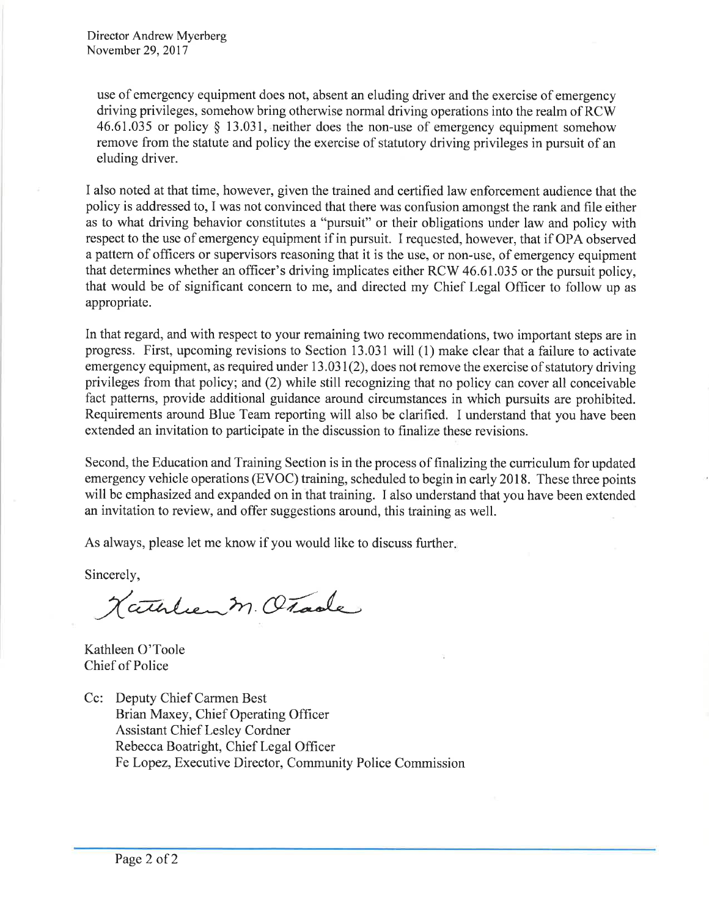use of emergency equipment does not, absent an eluding driver and the exercise of emergency driving privileges, somehow bring otherwise normal driving operations into the realm of RCW 46.61.035 or policy § 13.031, neither does the non-use of emergency equipment somehow remove from the statute and policy the exercise of statutory driving privileges in pursuit of an eluding driver.

I also noted at that time, however, given the trained and certified law enforcement audience that the policy is addressed to, I was not convinced that there was confusion amongst the rank and file either as to what driving behavior constitutes a "pursuit" or their obligations under law and policy with respect to the use of emergency equipment if in pursuit. I requested, however, that if OPA observed a pattern of officers or supervisors reasoning that it is the use, or non-use, of emergency equipment that determines whether an officer's driving implicates either RCW 46.61.035 or the pursuit policy, that would be of significant concern to me, and directed my Chief Legal Officer to follow up as appropriate.

In that regard, and with respect to your remaining two recommendations, two important steps are in progress. First, upcoming revisions to Section 13.031 will (1) make clear that a failure to activate emergency equipment, as required under 13.031(2), does not remove the exercise of statutory driving privileges from that policy; and (2) while still recognizing that no policy can cover all conceivable fact patterns, provide additional guidance around circumstances in which pursuits are prohibited. Requirements around Blue Team reporting will also be clarified. I understand that you have been extended an invitation to participate in the discussion to finalize these revisions.

Second, the Education and Training Section is in the process of finalizing the curriculum for updated emergency vehicle operations (EVOC) training, scheduled to begin in early 2018. These three points will be emphasized and expanded on in that training. I also understand that you have been extended an invitation to review, and offer suggestions around, this training as well.

As always, please let me know if you would like to discuss further.

Sincerely,

Kathleen M. O'Toole

Kathleen O'Toole
Chief of Police

Cc: Deputy Chief Carmen Best
Brian Maxey, Chief Operating Officer
Assistant Chief Lesley Cordner
Rebecca Boatright, Chief Legal Officer
Fe Lopez, Executive Director, Community Police Commission